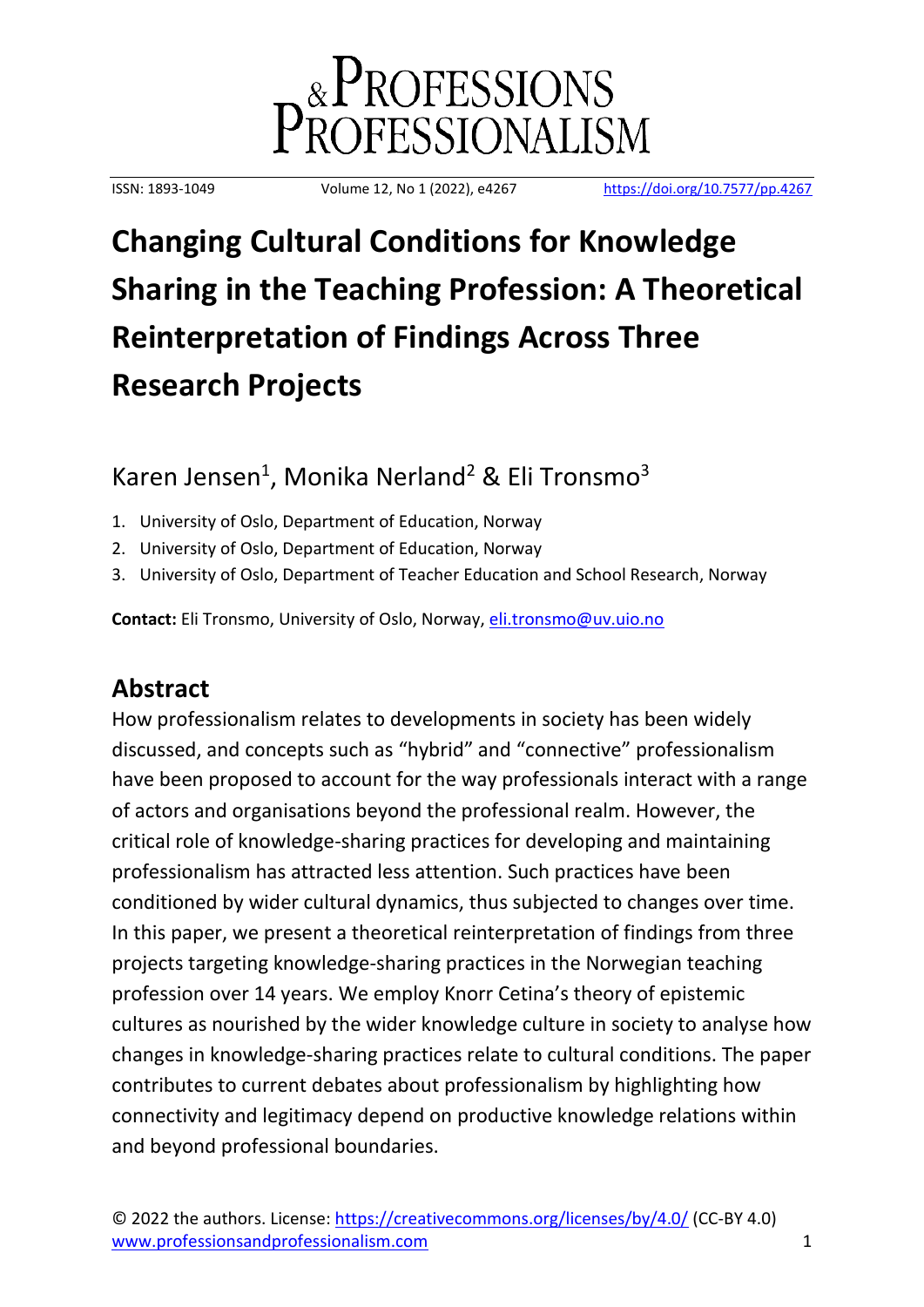# Changing Cultural Conditions for Knowledge Sharing in the Teaching Profession: A Theoretical Reinterpretation of Findings Across Three Research Projects

Karen Jensen[1], Monika Nerland[2] & Eli Tronsmo[3]

1. University of Oslo, Department of Education, Norway
2. University of Oslo, Department of Education, Norway
3. University of Oslo, Department of Teacher Education and School Research, Norway

**Contact:** Eli Tronsmo, University of Oslo, Norway, eli.tronsmo@uv.uio.no

## Abstract

How professionalism relates to developments in society has been widely discussed, and concepts such as "hybrid" and "connective" professionalism have been proposed to account for the way professionals interact with a range of actors and organisations beyond the professional realm. However, the critical role of knowledge-sharing practices for developing and maintaining professionalism has attracted less attention. Such practices have been conditioned by wider cultural dynamics, thus subjected to changes over time. In this paper, we present a theoretical reinterpretation of findings from three projects targeting knowledge-sharing practices in the Norwegian teaching profession over 14 years. We employ Knorr Cetina's theory of epistemic cultures as nourished by the wider knowledge culture in society to analyse how changes in knowledge-sharing practices relate to cultural conditions. The paper contributes to current debates about professionalism by highlighting how connectivity and legitimacy depend on productive knowledge relations within and beyond professional boundaries.

© 2022 the authors. License: https://creativecommons.org/licenses/by/4.0/ (CC-BY 4.0)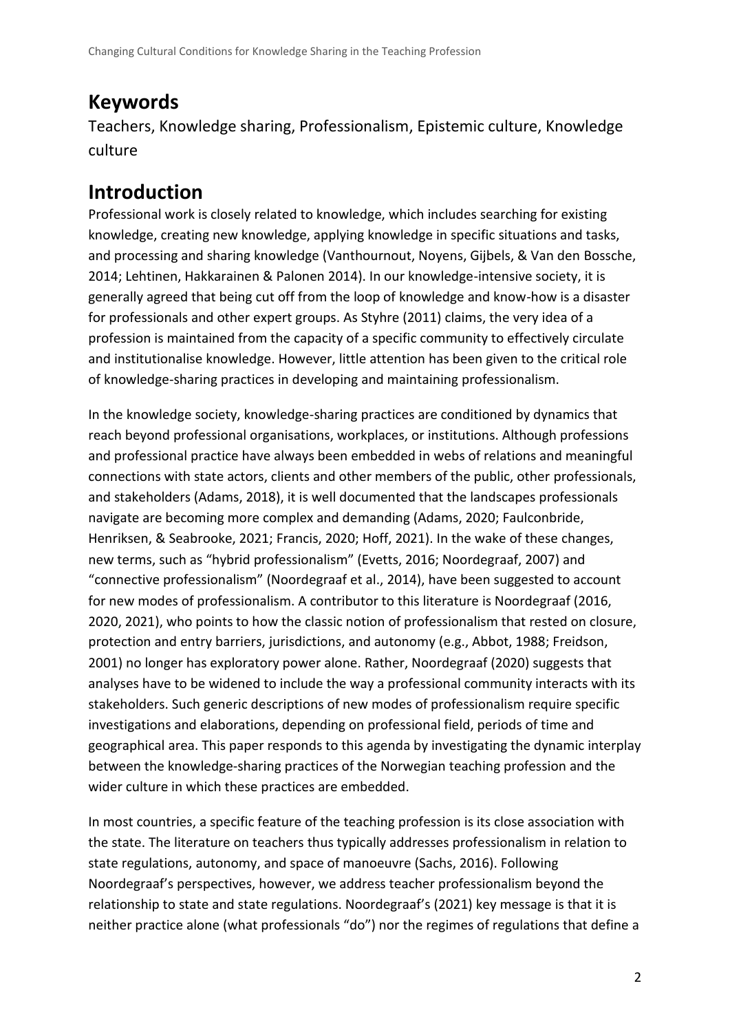## Keywords

Teachers, Knowledge sharing, Professionalism, Epistemic culture, Knowledge culture

## Introduction

Professional work is closely related to knowledge, which includes searching for existing knowledge, creating new knowledge, applying knowledge in specific situations and tasks, and processing and sharing knowledge (Vanthournout, Noyens, Gijbels, & Van den Bossche, 2014; Lehtinen, Hakkarainen & Palonen 2014). In our knowledge-intensive society, it is generally agreed that being cut off from the loop of knowledge and know-how is a disaster for professionals and other expert groups. As Styhre (2011) claims, the very idea of a profession is maintained from the capacity of a specific community to effectively circulate and institutionalise knowledge. However, little attention has been given to the critical role of knowledge-sharing practices in developing and maintaining professionalism.

In the knowledge society, knowledge-sharing practices are conditioned by dynamics that reach beyond professional organisations, workplaces, or institutions. Although professions and professional practice have always been embedded in webs of relations and meaningful connections with state actors, clients and other members of the public, other professionals, and stakeholders (Adams, 2018), it is well documented that the landscapes professionals navigate are becoming more complex and demanding (Adams, 2020; Faulconbride, Henriksen, & Seabrooke, 2021; Francis, 2020; Hoff, 2021). In the wake of these changes, new terms, such as "hybrid professionalism" (Evetts, 2016; Noordegraaf, 2007) and "connective professionalism" (Noordegraaf et al., 2014), have been suggested to account for new modes of professionalism. A contributor to this literature is Noordegraaf (2016, 2020, 2021), who points to how the classic notion of professionalism that rested on closure, protection and entry barriers, jurisdictions, and autonomy (e.g., Abbot, 1988; Freidson, 2001) no longer has exploratory power alone. Rather, Noordegraaf (2020) suggests that analyses have to be widened to include the way a professional community interacts with its stakeholders. Such generic descriptions of new modes of professionalism require specific investigations and elaborations, depending on professional field, periods of time and geographical area. This paper responds to this agenda by investigating the dynamic interplay between the knowledge-sharing practices of the Norwegian teaching profession and the wider culture in which these practices are embedded.

In most countries, a specific feature of the teaching profession is its close association with the state. The literature on teachers thus typically addresses professionalism in relation to state regulations, autonomy, and space of manoeuvre (Sachs, 2016). Following Noordegraaf's perspectives, however, we address teacher professionalism beyond the relationship to state and state regulations. Noordegraaf's (2021) key message is that it is neither practice alone (what professionals "do") nor the regimes of regulations that define a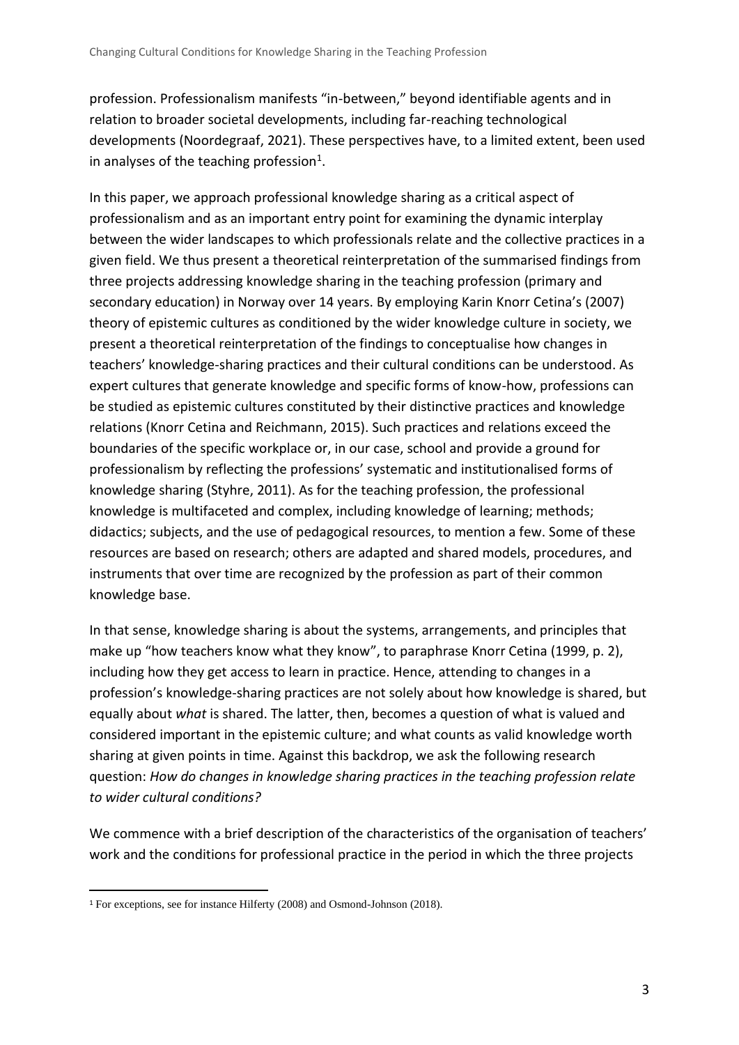profession. Professionalism manifests "in-between," beyond identifiable agents and in relation to broader societal developments, including far-reaching technological developments (Noordegraaf, 2021). These perspectives have, to a limited extent, been used in analyses of the teaching profession[1].

In this paper, we approach professional knowledge sharing as a critical aspect of professionalism and as an important entry point for examining the dynamic interplay between the wider landscapes to which professionals relate and the collective practices in a given field. We thus present a theoretical reinterpretation of the summarised findings from three projects addressing knowledge sharing in the teaching profession (primary and secondary education) in Norway over 14 years. By employing Karin Knorr Cetina's (2007) theory of epistemic cultures as conditioned by the wider knowledge culture in society, we present a theoretical reinterpretation of the findings to conceptualise how changes in teachers' knowledge-sharing practices and their cultural conditions can be understood. As expert cultures that generate knowledge and specific forms of know-how, professions can be studied as epistemic cultures constituted by their distinctive practices and knowledge relations (Knorr Cetina and Reichmann, 2015). Such practices and relations exceed the boundaries of the specific workplace or, in our case, school and provide a ground for professionalism by reflecting the professions' systematic and institutionalised forms of knowledge sharing (Styhre, 2011). As for the teaching profession, the professional knowledge is multifaceted and complex, including knowledge of learning; methods; didactics; subjects, and the use of pedagogical resources, to mention a few. Some of these resources are based on research; others are adapted and shared models, procedures, and instruments that over time are recognized by the profession as part of their common knowledge base.

In that sense, knowledge sharing is about the systems, arrangements, and principles that make up "how teachers know what they know", to paraphrase Knorr Cetina (1999, p. 2), including how they get access to learn in practice. Hence, attending to changes in a profession's knowledge-sharing practices are not solely about how knowledge is shared, but equally about *what* is shared. The latter, then, becomes a question of what is valued and considered important in the epistemic culture; and what counts as valid knowledge worth sharing at given points in time. Against this backdrop, we ask the following research question: *How do changes in knowledge sharing practices in the teaching profession relate to wider cultural conditions?*

We commence with a brief description of the characteristics of the organisation of teachers' work and the conditions for professional practice in the period in which the three projects

---

[1] For exceptions, see for instance Hilferty (2008) and Osmond-Johnson (2018).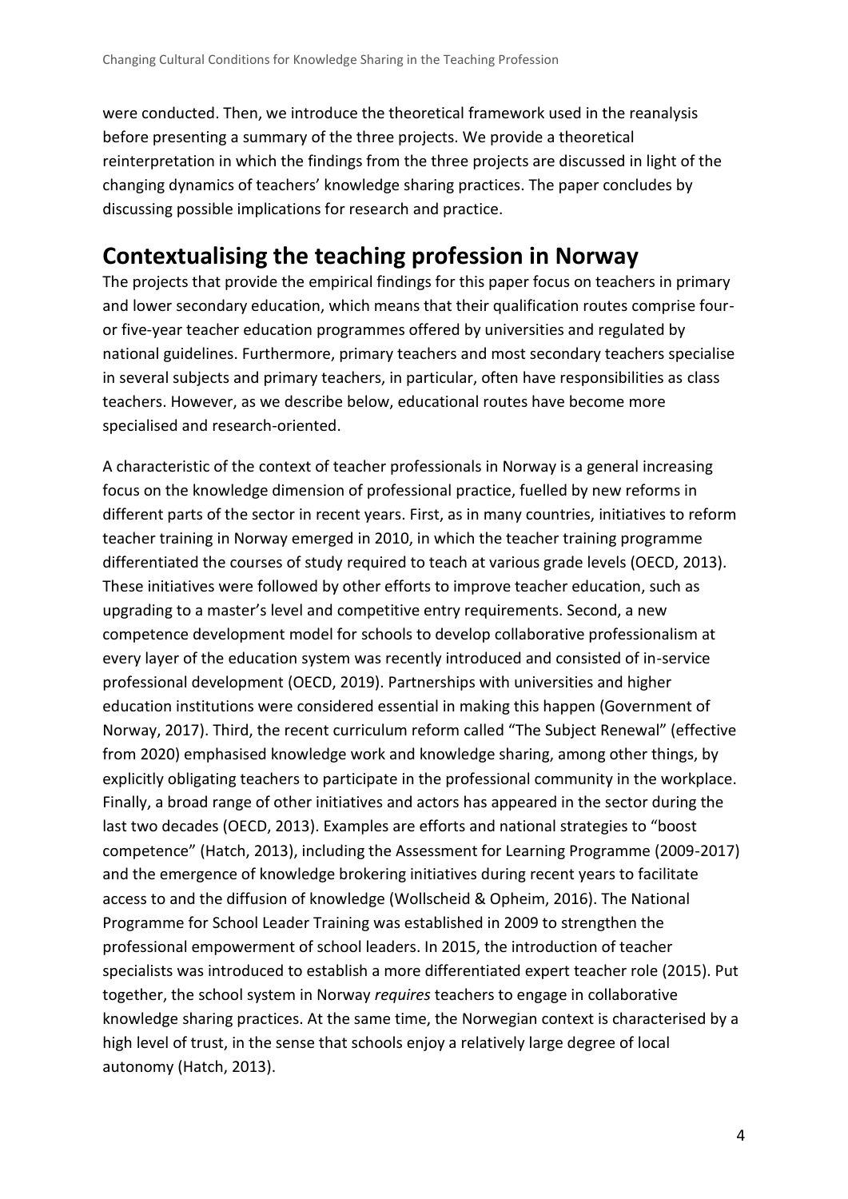were conducted. Then, we introduce the theoretical framework used in the reanalysis before presenting a summary of the three projects. We provide a theoretical reinterpretation in which the findings from the three projects are discussed in light of the changing dynamics of teachers' knowledge sharing practices. The paper concludes by discussing possible implications for research and practice.

## Contextualising the teaching profession in Norway

The projects that provide the empirical findings for this paper focus on teachers in primary and lower secondary education, which means that their qualification routes comprise four- or five-year teacher education programmes offered by universities and regulated by national guidelines. Furthermore, primary teachers and most secondary teachers specialise in several subjects and primary teachers, in particular, often have responsibilities as class teachers. However, as we describe below, educational routes have become more specialised and research-oriented.

A characteristic of the context of teacher professionals in Norway is a general increasing focus on the knowledge dimension of professional practice, fuelled by new reforms in different parts of the sector in recent years. First, as in many countries, initiatives to reform teacher training in Norway emerged in 2010, in which the teacher training programme differentiated the courses of study required to teach at various grade levels (OECD, 2013). These initiatives were followed by other efforts to improve teacher education, such as upgrading to a master's level and competitive entry requirements. Second, a new competence development model for schools to develop collaborative professionalism at every layer of the education system was recently introduced and consisted of in-service professional development (OECD, 2019). Partnerships with universities and higher education institutions were considered essential in making this happen (Government of Norway, 2017). Third, the recent curriculum reform called "The Subject Renewal" (effective from 2020) emphasised knowledge work and knowledge sharing, among other things, by explicitly obligating teachers to participate in the professional community in the workplace. Finally, a broad range of other initiatives and actors has appeared in the sector during the last two decades (OECD, 2013). Examples are efforts and national strategies to "boost competence" (Hatch, 2013), including the Assessment for Learning Programme (2009-2017) and the emergence of knowledge brokering initiatives during recent years to facilitate access to and the diffusion of knowledge (Wollscheid & Opheim, 2016). The National Programme for School Leader Training was established in 2009 to strengthen the professional empowerment of school leaders. In 2015, the introduction of teacher specialists was introduced to establish a more differentiated expert teacher role (2015). Put together, the school system in Norway *requires* teachers to engage in collaborative knowledge sharing practices. At the same time, the Norwegian context is characterised by a high level of trust, in the sense that schools enjoy a relatively large degree of local autonomy (Hatch, 2013).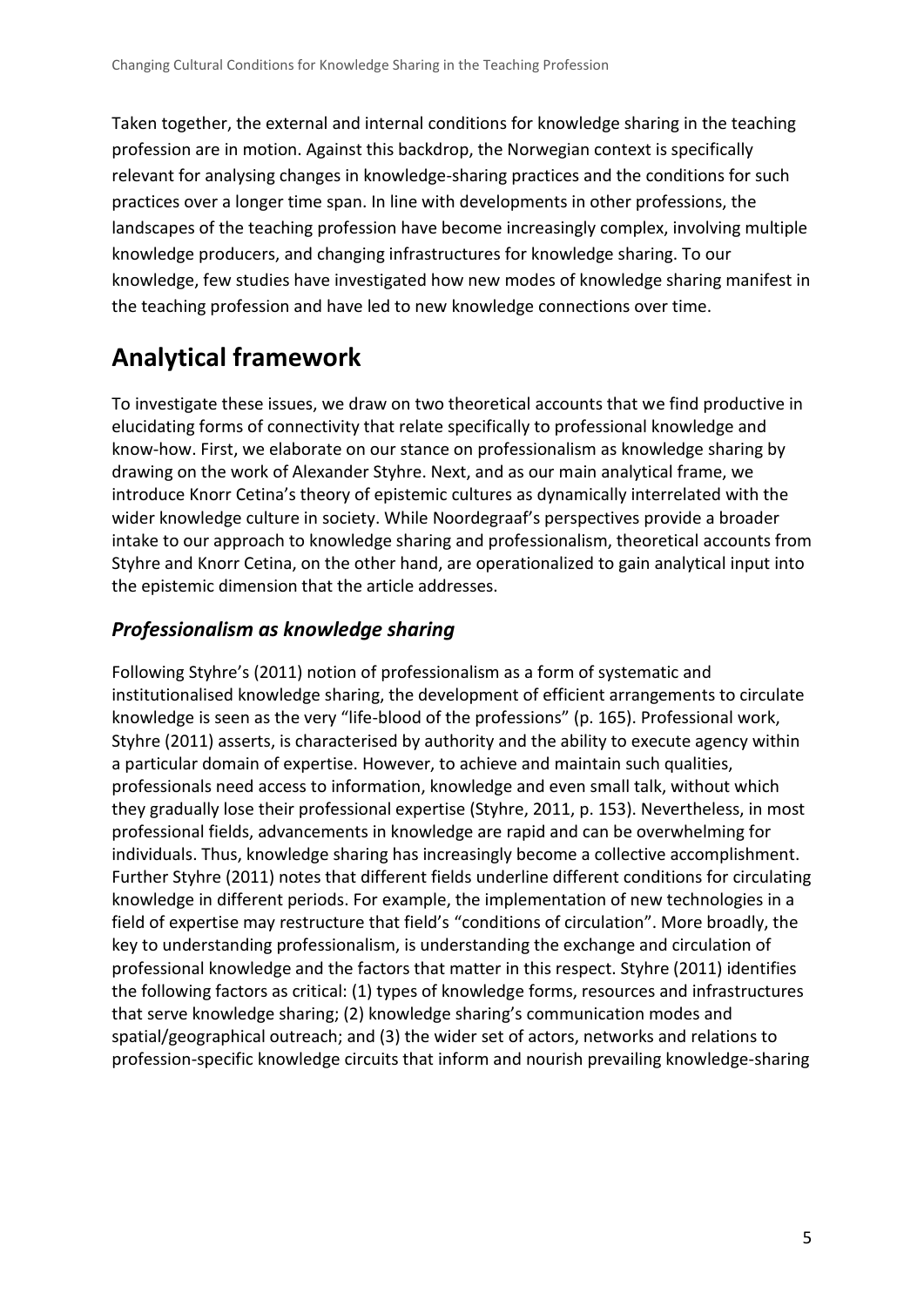Taken together, the external and internal conditions for knowledge sharing in the teaching profession are in motion. Against this backdrop, the Norwegian context is specifically relevant for analysing changes in knowledge-sharing practices and the conditions for such practices over a longer time span. In line with developments in other professions, the landscapes of the teaching profession have become increasingly complex, involving multiple knowledge producers, and changing infrastructures for knowledge sharing. To our knowledge, few studies have investigated how new modes of knowledge sharing manifest in the teaching profession and have led to new knowledge connections over time.

# Analytical framework

To investigate these issues, we draw on two theoretical accounts that we find productive in elucidating forms of connectivity that relate specifically to professional knowledge and know-how. First, we elaborate on our stance on professionalism as knowledge sharing by drawing on the work of Alexander Styhre. Next, and as our main analytical frame, we introduce Knorr Cetina's theory of epistemic cultures as dynamically interrelated with the wider knowledge culture in society. While Noordegraaf's perspectives provide a broader intake to our approach to knowledge sharing and professionalism, theoretical accounts from Styhre and Knorr Cetina, on the other hand, are operationalized to gain analytical input into the epistemic dimension that the article addresses.

## *Professionalism as knowledge sharing*

Following Styhre's (2011) notion of professionalism as a form of systematic and institutionalised knowledge sharing, the development of efficient arrangements to circulate knowledge is seen as the very "life-blood of the professions" (p. 165). Professional work, Styhre (2011) asserts, is characterised by authority and the ability to execute agency within a particular domain of expertise. However, to achieve and maintain such qualities, professionals need access to information, knowledge and even small talk, without which they gradually lose their professional expertise (Styhre, 2011, p. 153). Nevertheless, in most professional fields, advancements in knowledge are rapid and can be overwhelming for individuals. Thus, knowledge sharing has increasingly become a collective accomplishment. Further Styhre (2011) notes that different fields underline different conditions for circulating knowledge in different periods. For example, the implementation of new technologies in a field of expertise may restructure that field's "conditions of circulation". More broadly, the key to understanding professionalism, is understanding the exchange and circulation of professional knowledge and the factors that matter in this respect. Styhre (2011) identifies the following factors as critical: (1) types of knowledge forms, resources and infrastructures that serve knowledge sharing; (2) knowledge sharing's communication modes and spatial/geographical outreach; and (3) the wider set of actors, networks and relations to profession-specific knowledge circuits that inform and nourish prevailing knowledge-sharing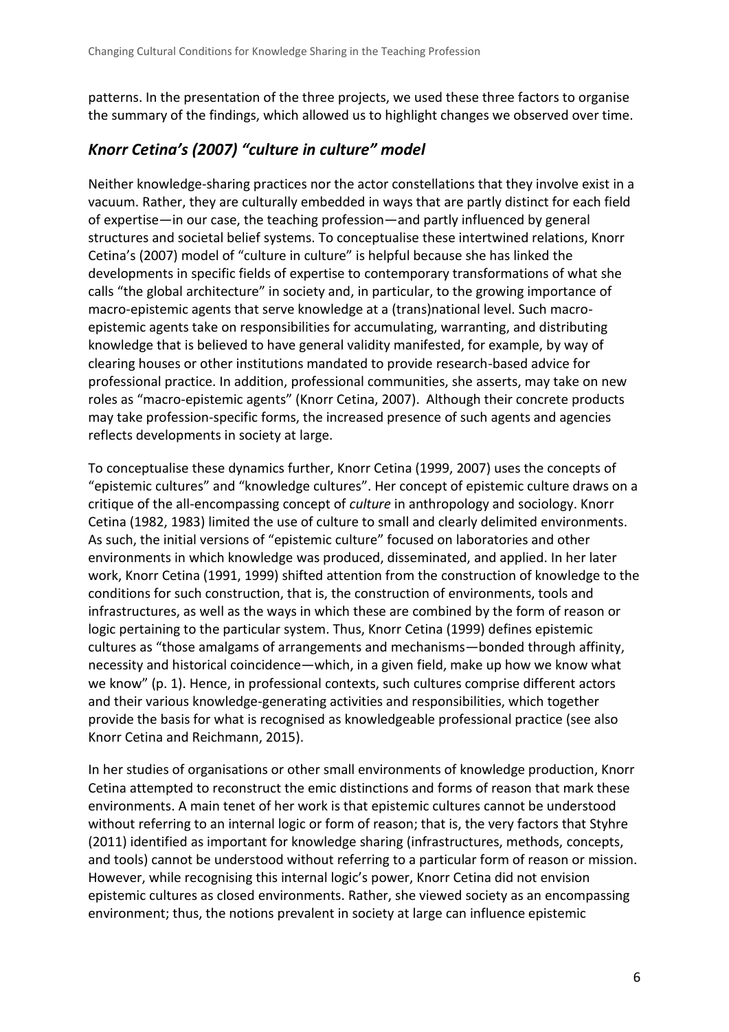patterns. In the presentation of the three projects, we used these three factors to organise the summary of the findings, which allowed us to highlight changes we observed over time.

## *Knorr Cetina's (2007) "culture in culture" model*

Neither knowledge-sharing practices nor the actor constellations that they involve exist in a vacuum. Rather, they are culturally embedded in ways that are partly distinct for each field of expertise—in our case, the teaching profession—and partly influenced by general structures and societal belief systems. To conceptualise these intertwined relations, Knorr Cetina's (2007) model of "culture in culture" is helpful because she has linked the developments in specific fields of expertise to contemporary transformations of what she calls "the global architecture" in society and, in particular, to the growing importance of macro-epistemic agents that serve knowledge at a (trans)national level. Such macro-epistemic agents take on responsibilities for accumulating, warranting, and distributing knowledge that is believed to have general validity manifested, for example, by way of clearing houses or other institutions mandated to provide research-based advice for professional practice. In addition, professional communities, she asserts, may take on new roles as "macro-epistemic agents" (Knorr Cetina, 2007). Although their concrete products may take profession-specific forms, the increased presence of such agents and agencies reflects developments in society at large.

To conceptualise these dynamics further, Knorr Cetina (1999, 2007) uses the concepts of "epistemic cultures" and "knowledge cultures". Her concept of epistemic culture draws on a critique of the all-encompassing concept of *culture* in anthropology and sociology. Knorr Cetina (1982, 1983) limited the use of culture to small and clearly delimited environments. As such, the initial versions of "epistemic culture" focused on laboratories and other environments in which knowledge was produced, disseminated, and applied. In her later work, Knorr Cetina (1991, 1999) shifted attention from the construction of knowledge to the conditions for such construction, that is, the construction of environments, tools and infrastructures, as well as the ways in which these are combined by the form of reason or logic pertaining to the particular system. Thus, Knorr Cetina (1999) defines epistemic cultures as "those amalgams of arrangements and mechanisms—bonded through affinity, necessity and historical coincidence—which, in a given field, make up how we know what we know" (p. 1). Hence, in professional contexts, such cultures comprise different actors and their various knowledge-generating activities and responsibilities, which together provide the basis for what is recognised as knowledgeable professional practice (see also Knorr Cetina and Reichmann, 2015).

In her studies of organisations or other small environments of knowledge production, Knorr Cetina attempted to reconstruct the emic distinctions and forms of reason that mark these environments. A main tenet of her work is that epistemic cultures cannot be understood without referring to an internal logic or form of reason; that is, the very factors that Styhre (2011) identified as important for knowledge sharing (infrastructures, methods, concepts, and tools) cannot be understood without referring to a particular form of reason or mission. However, while recognising this internal logic's power, Knorr Cetina did not envision epistemic cultures as closed environments. Rather, she viewed society as an encompassing environment; thus, the notions prevalent in society at large can influence epistemic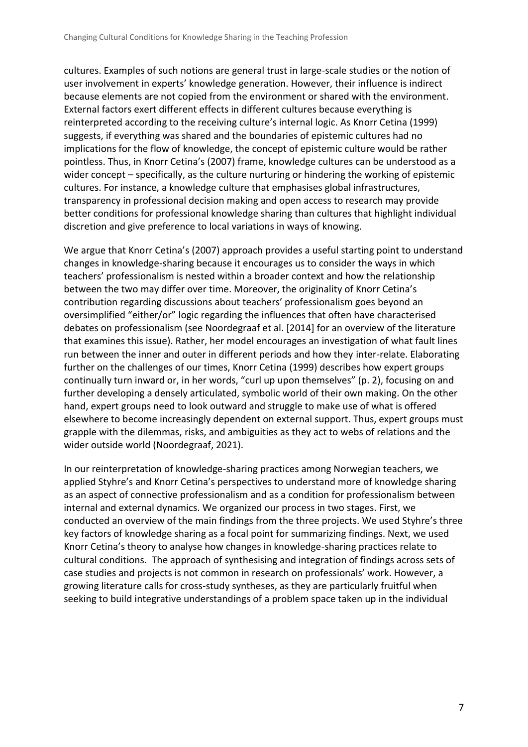cultures. Examples of such notions are general trust in large-scale studies or the notion of user involvement in experts' knowledge generation. However, their influence is indirect because elements are not copied from the environment or shared with the environment. External factors exert different effects in different cultures because everything is reinterpreted according to the receiving culture's internal logic. As Knorr Cetina (1999) suggests, if everything was shared and the boundaries of epistemic cultures had no implications for the flow of knowledge, the concept of epistemic culture would be rather pointless. Thus, in Knorr Cetina's (2007) frame, knowledge cultures can be understood as a wider concept – specifically, as the culture nurturing or hindering the working of epistemic cultures. For instance, a knowledge culture that emphasises global infrastructures, transparency in professional decision making and open access to research may provide better conditions for professional knowledge sharing than cultures that highlight individual discretion and give preference to local variations in ways of knowing.

We argue that Knorr Cetina's (2007) approach provides a useful starting point to understand changes in knowledge-sharing because it encourages us to consider the ways in which teachers' professionalism is nested within a broader context and how the relationship between the two may differ over time. Moreover, the originality of Knorr Cetina's contribution regarding discussions about teachers' professionalism goes beyond an oversimplified "either/or" logic regarding the influences that often have characterised debates on professionalism (see Noordegraaf et al. [2014] for an overview of the literature that examines this issue). Rather, her model encourages an investigation of what fault lines run between the inner and outer in different periods and how they inter-relate. Elaborating further on the challenges of our times, Knorr Cetina (1999) describes how expert groups continually turn inward or, in her words, "curl up upon themselves" (p. 2), focusing on and further developing a densely articulated, symbolic world of their own making. On the other hand, expert groups need to look outward and struggle to make use of what is offered elsewhere to become increasingly dependent on external support. Thus, expert groups must grapple with the dilemmas, risks, and ambiguities as they act to webs of relations and the wider outside world (Noordegraaf, 2021).

In our reinterpretation of knowledge-sharing practices among Norwegian teachers, we applied Styhre's and Knorr Cetina's perspectives to understand more of knowledge sharing as an aspect of connective professionalism and as a condition for professionalism between internal and external dynamics. We organized our process in two stages. First, we conducted an overview of the main findings from the three projects. We used Styhre's three key factors of knowledge sharing as a focal point for summarizing findings. Next, we used Knorr Cetina's theory to analyse how changes in knowledge-sharing practices relate to cultural conditions. The approach of synthesising and integration of findings across sets of case studies and projects is not common in research on professionals' work. However, a growing literature calls for cross-study syntheses, as they are particularly fruitful when seeking to build integrative understandings of a problem space taken up in the individual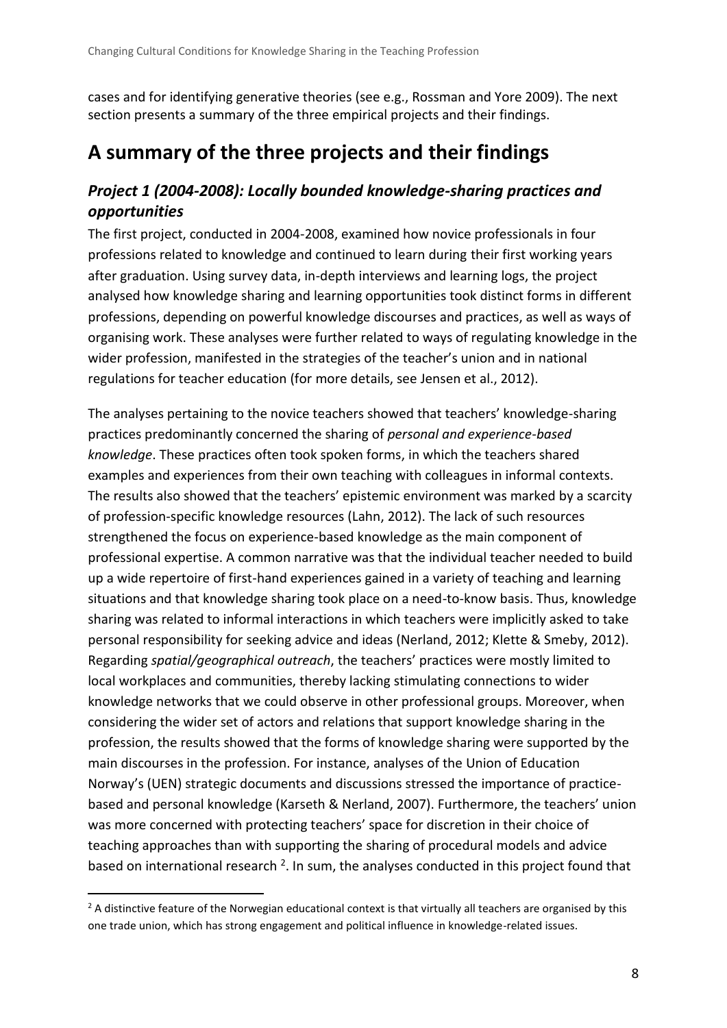cases and for identifying generative theories (see e.g., Rossman and Yore 2009). The next section presents a summary of the three empirical projects and their findings.

# A summary of the three projects and their findings

## *Project 1 (2004-2008): Locally bounded knowledge-sharing practices and opportunities*

The first project, conducted in 2004-2008, examined how novice professionals in four professions related to knowledge and continued to learn during their first working years after graduation. Using survey data, in-depth interviews and learning logs, the project analysed how knowledge sharing and learning opportunities took distinct forms in different professions, depending on powerful knowledge discourses and practices, as well as ways of organising work. These analyses were further related to ways of regulating knowledge in the wider profession, manifested in the strategies of the teacher's union and in national regulations for teacher education (for more details, see Jensen et al., 2012).

The analyses pertaining to the novice teachers showed that teachers' knowledge-sharing practices predominantly concerned the sharing of *personal and experience-based knowledge*. These practices often took spoken forms, in which the teachers shared examples and experiences from their own teaching with colleagues in informal contexts. The results also showed that the teachers' epistemic environment was marked by a scarcity of profession-specific knowledge resources (Lahn, 2012). The lack of such resources strengthened the focus on experience-based knowledge as the main component of professional expertise. A common narrative was that the individual teacher needed to build up a wide repertoire of first-hand experiences gained in a variety of teaching and learning situations and that knowledge sharing took place on a need-to-know basis. Thus, knowledge sharing was related to informal interactions in which teachers were implicitly asked to take personal responsibility for seeking advice and ideas (Nerland, 2012; Klette & Smeby, 2012). Regarding *spatial/geographical outreach*, the teachers' practices were mostly limited to local workplaces and communities, thereby lacking stimulating connections to wider knowledge networks that we could observe in other professional groups. Moreover, when considering the wider set of actors and relations that support knowledge sharing in the profession, the results showed that the forms of knowledge sharing were supported by the main discourses in the profession. For instance, analyses of the Union of Education Norway's (UEN) strategic documents and discussions stressed the importance of practice-based and personal knowledge (Karseth & Nerland, 2007). Furthermore, the teachers' union was more concerned with protecting teachers' space for discretion in their choice of teaching approaches than with supporting the sharing of procedural models and advice based on international research [2]. In sum, the analyses conducted in this project found that

[2] A distinctive feature of the Norwegian educational context is that virtually all teachers are organised by this one trade union, which has strong engagement and political influence in knowledge-related issues.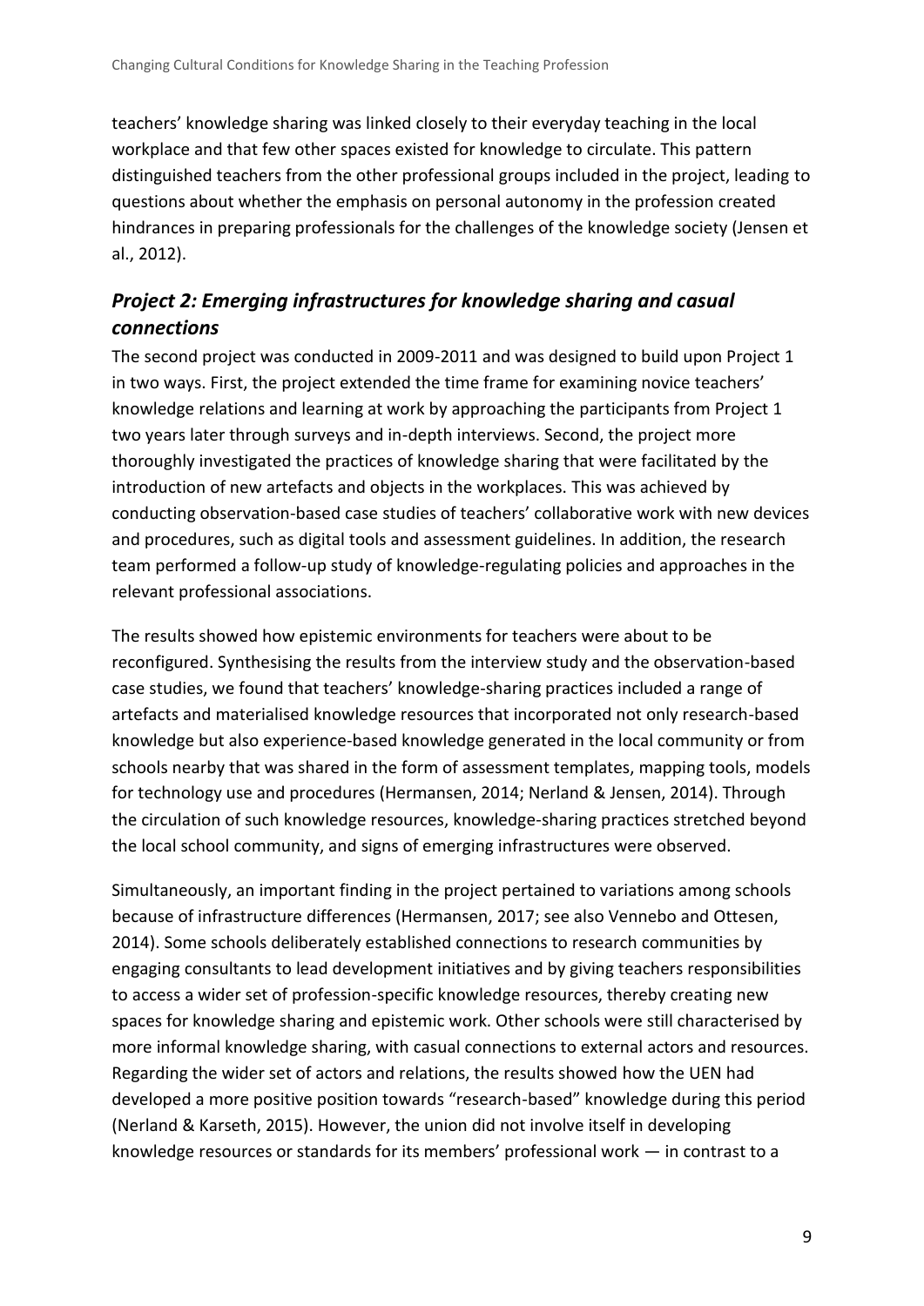teachers' knowledge sharing was linked closely to their everyday teaching in the local workplace and that few other spaces existed for knowledge to circulate. This pattern distinguished teachers from the other professional groups included in the project, leading to questions about whether the emphasis on personal autonomy in the profession created hindrances in preparing professionals for the challenges of the knowledge society (Jensen et al., 2012).

## *Project 2: Emerging infrastructures for knowledge sharing and casual connections*

The second project was conducted in 2009-2011 and was designed to build upon Project 1 in two ways. First, the project extended the time frame for examining novice teachers' knowledge relations and learning at work by approaching the participants from Project 1 two years later through surveys and in-depth interviews. Second, the project more thoroughly investigated the practices of knowledge sharing that were facilitated by the introduction of new artefacts and objects in the workplaces. This was achieved by conducting observation-based case studies of teachers' collaborative work with new devices and procedures, such as digital tools and assessment guidelines. In addition, the research team performed a follow-up study of knowledge-regulating policies and approaches in the relevant professional associations.

The results showed how epistemic environments for teachers were about to be reconfigured. Synthesising the results from the interview study and the observation-based case studies, we found that teachers' knowledge-sharing practices included a range of artefacts and materialised knowledge resources that incorporated not only research-based knowledge but also experience-based knowledge generated in the local community or from schools nearby that was shared in the form of assessment templates, mapping tools, models for technology use and procedures (Hermansen, 2014; Nerland & Jensen, 2014). Through the circulation of such knowledge resources, knowledge-sharing practices stretched beyond the local school community, and signs of emerging infrastructures were observed.

Simultaneously, an important finding in the project pertained to variations among schools because of infrastructure differences (Hermansen, 2017; see also Vennebo and Ottesen, 2014). Some schools deliberately established connections to research communities by engaging consultants to lead development initiatives and by giving teachers responsibilities to access a wider set of profession-specific knowledge resources, thereby creating new spaces for knowledge sharing and epistemic work. Other schools were still characterised by more informal knowledge sharing, with casual connections to external actors and resources. Regarding the wider set of actors and relations, the results showed how the UEN had developed a more positive position towards "research-based" knowledge during this period (Nerland & Karseth, 2015). However, the union did not involve itself in developing knowledge resources or standards for its members' professional work — in contrast to a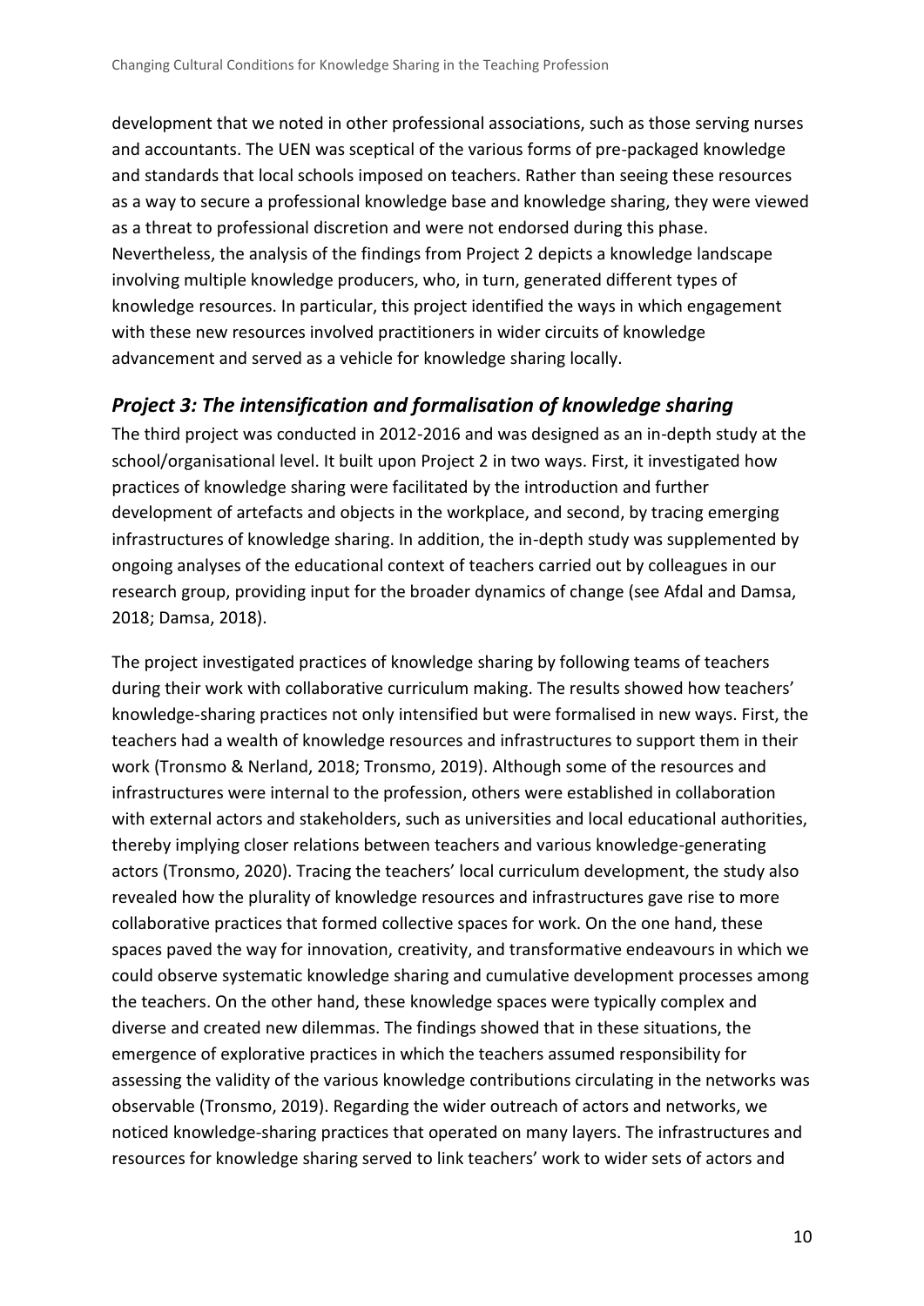development that we noted in other professional associations, such as those serving nurses and accountants. The UEN was sceptical of the various forms of pre-packaged knowledge and standards that local schools imposed on teachers. Rather than seeing these resources as a way to secure a professional knowledge base and knowledge sharing, they were viewed as a threat to professional discretion and were not endorsed during this phase. Nevertheless, the analysis of the findings from Project 2 depicts a knowledge landscape involving multiple knowledge producers, who, in turn, generated different types of knowledge resources. In particular, this project identified the ways in which engagement with these new resources involved practitioners in wider circuits of knowledge advancement and served as a vehicle for knowledge sharing locally.

## *Project 3: The intensification and formalisation of knowledge sharing*

The third project was conducted in 2012-2016 and was designed as an in-depth study at the school/organisational level. It built upon Project 2 in two ways. First, it investigated how practices of knowledge sharing were facilitated by the introduction and further development of artefacts and objects in the workplace, and second, by tracing emerging infrastructures of knowledge sharing. In addition, the in-depth study was supplemented by ongoing analyses of the educational context of teachers carried out by colleagues in our research group, providing input for the broader dynamics of change (see Afdal and Damsa, 2018; Damsa, 2018).

The project investigated practices of knowledge sharing by following teams of teachers during their work with collaborative curriculum making. The results showed how teachers' knowledge-sharing practices not only intensified but were formalised in new ways. First, the teachers had a wealth of knowledge resources and infrastructures to support them in their work (Tronsmo & Nerland, 2018; Tronsmo, 2019). Although some of the resources and infrastructures were internal to the profession, others were established in collaboration with external actors and stakeholders, such as universities and local educational authorities, thereby implying closer relations between teachers and various knowledge-generating actors (Tronsmo, 2020). Tracing the teachers' local curriculum development, the study also revealed how the plurality of knowledge resources and infrastructures gave rise to more collaborative practices that formed collective spaces for work. On the one hand, these spaces paved the way for innovation, creativity, and transformative endeavours in which we could observe systematic knowledge sharing and cumulative development processes among the teachers. On the other hand, these knowledge spaces were typically complex and diverse and created new dilemmas. The findings showed that in these situations, the emergence of explorative practices in which the teachers assumed responsibility for assessing the validity of the various knowledge contributions circulating in the networks was observable (Tronsmo, 2019). Regarding the wider outreach of actors and networks, we noticed knowledge-sharing practices that operated on many layers. The infrastructures and resources for knowledge sharing served to link teachers' work to wider sets of actors and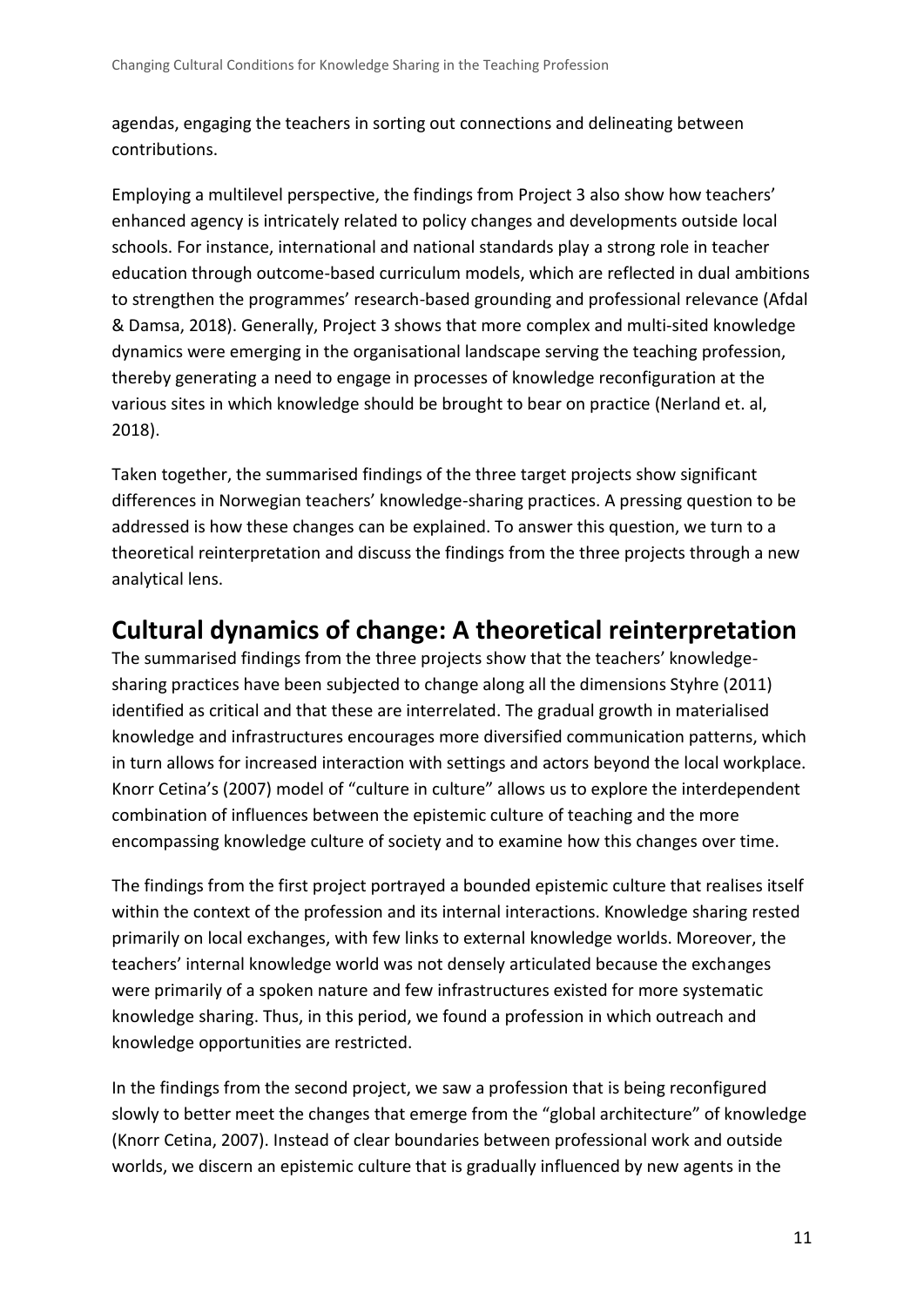agendas, engaging the teachers in sorting out connections and delineating between contributions.

Employing a multilevel perspective, the findings from Project 3 also show how teachers' enhanced agency is intricately related to policy changes and developments outside local schools. For instance, international and national standards play a strong role in teacher education through outcome-based curriculum models, which are reflected in dual ambitions to strengthen the programmes' research-based grounding and professional relevance (Afdal & Damsa, 2018). Generally, Project 3 shows that more complex and multi-sited knowledge dynamics were emerging in the organisational landscape serving the teaching profession, thereby generating a need to engage in processes of knowledge reconfiguration at the various sites in which knowledge should be brought to bear on practice (Nerland et. al, 2018).

Taken together, the summarised findings of the three target projects show significant differences in Norwegian teachers' knowledge-sharing practices. A pressing question to be addressed is how these changes can be explained. To answer this question, we turn to a theoretical reinterpretation and discuss the findings from the three projects through a new analytical lens.

## Cultural dynamics of change: A theoretical reinterpretation

The summarised findings from the three projects show that the teachers' knowledge-sharing practices have been subjected to change along all the dimensions Styhre (2011) identified as critical and that these are interrelated. The gradual growth in materialised knowledge and infrastructures encourages more diversified communication patterns, which in turn allows for increased interaction with settings and actors beyond the local workplace. Knorr Cetina's (2007) model of "culture in culture" allows us to explore the interdependent combination of influences between the epistemic culture of teaching and the more encompassing knowledge culture of society and to examine how this changes over time.

The findings from the first project portrayed a bounded epistemic culture that realises itself within the context of the profession and its internal interactions. Knowledge sharing rested primarily on local exchanges, with few links to external knowledge worlds. Moreover, the teachers' internal knowledge world was not densely articulated because the exchanges were primarily of a spoken nature and few infrastructures existed for more systematic knowledge sharing. Thus, in this period, we found a profession in which outreach and knowledge opportunities are restricted.

In the findings from the second project, we saw a profession that is being reconfigured slowly to better meet the changes that emerge from the "global architecture" of knowledge (Knorr Cetina, 2007). Instead of clear boundaries between professional work and outside worlds, we discern an epistemic culture that is gradually influenced by new agents in the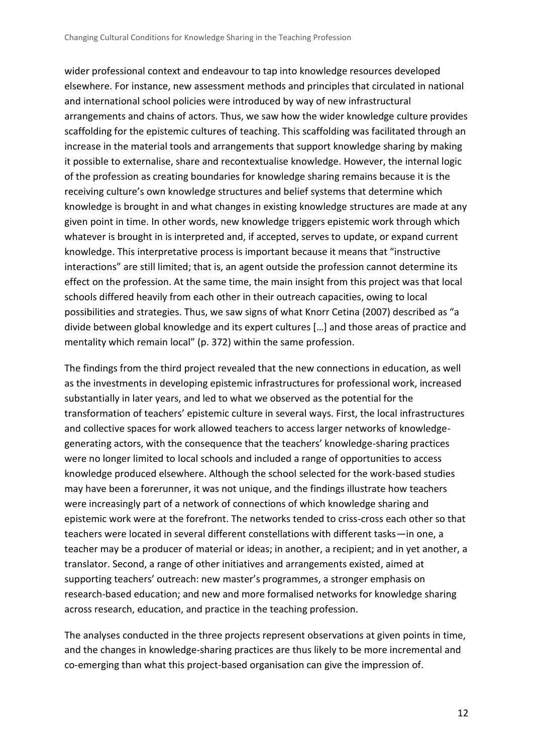wider professional context and endeavour to tap into knowledge resources developed elsewhere. For instance, new assessment methods and principles that circulated in national and international school policies were introduced by way of new infrastructural arrangements and chains of actors. Thus, we saw how the wider knowledge culture provides scaffolding for the epistemic cultures of teaching. This scaffolding was facilitated through an increase in the material tools and arrangements that support knowledge sharing by making it possible to externalise, share and recontextualise knowledge. However, the internal logic of the profession as creating boundaries for knowledge sharing remains because it is the receiving culture's own knowledge structures and belief systems that determine which knowledge is brought in and what changes in existing knowledge structures are made at any given point in time. In other words, new knowledge triggers epistemic work through which whatever is brought in is interpreted and, if accepted, serves to update, or expand current knowledge. This interpretative process is important because it means that "instructive interactions" are still limited; that is, an agent outside the profession cannot determine its effect on the profession. At the same time, the main insight from this project was that local schools differed heavily from each other in their outreach capacities, owing to local possibilities and strategies. Thus, we saw signs of what Knorr Cetina (2007) described as "a divide between global knowledge and its expert cultures […] and those areas of practice and mentality which remain local" (p. 372) within the same profession.

The findings from the third project revealed that the new connections in education, as well as the investments in developing epistemic infrastructures for professional work, increased substantially in later years, and led to what we observed as the potential for the transformation of teachers' epistemic culture in several ways. First, the local infrastructures and collective spaces for work allowed teachers to access larger networks of knowledge-generating actors, with the consequence that the teachers' knowledge-sharing practices were no longer limited to local schools and included a range of opportunities to access knowledge produced elsewhere. Although the school selected for the work-based studies may have been a forerunner, it was not unique, and the findings illustrate how teachers were increasingly part of a network of connections of which knowledge sharing and epistemic work were at the forefront. The networks tended to criss-cross each other so that teachers were located in several different constellations with different tasks—in one, a teacher may be a producer of material or ideas; in another, a recipient; and in yet another, a translator. Second, a range of other initiatives and arrangements existed, aimed at supporting teachers' outreach: new master's programmes, a stronger emphasis on research-based education; and new and more formalised networks for knowledge sharing across research, education, and practice in the teaching profession.

The analyses conducted in the three projects represent observations at given points in time, and the changes in knowledge-sharing practices are thus likely to be more incremental and co-emerging than what this project-based organisation can give the impression of.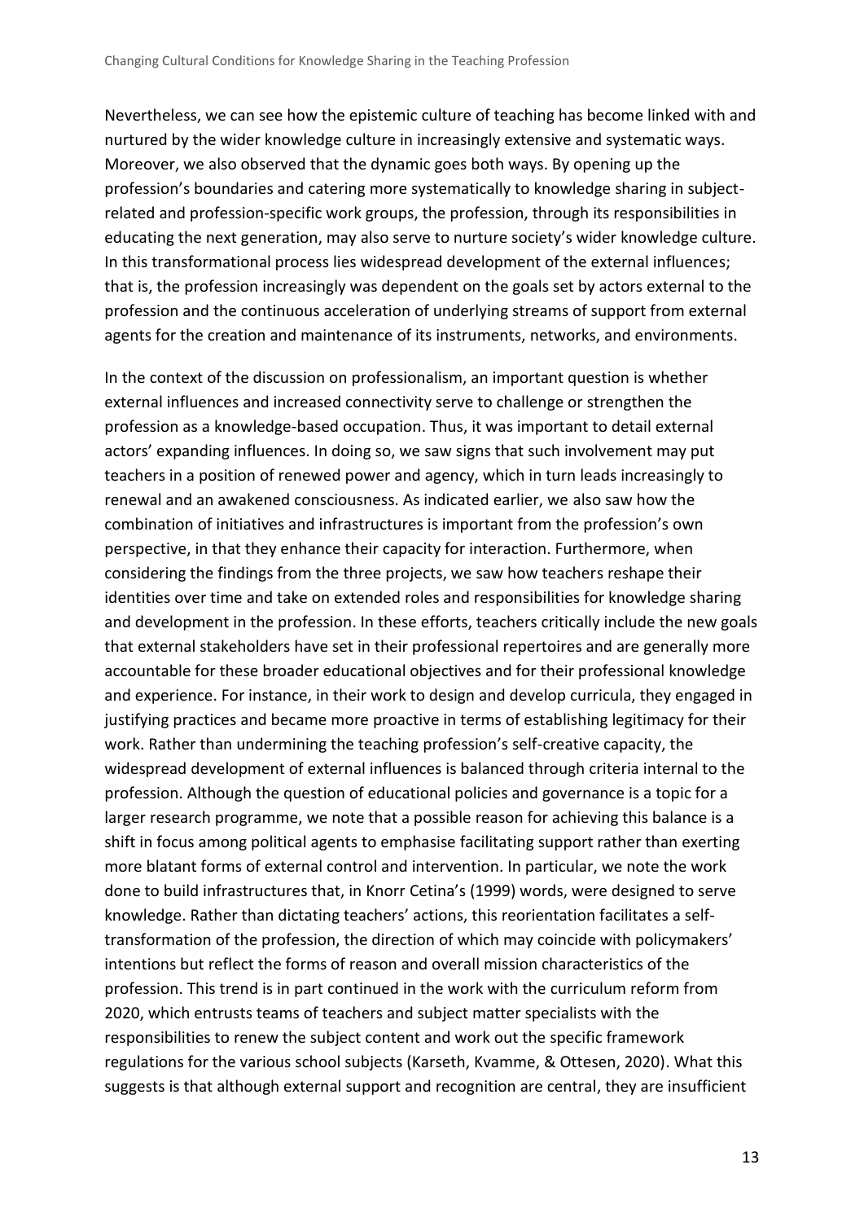Nevertheless, we can see how the epistemic culture of teaching has become linked with and nurtured by the wider knowledge culture in increasingly extensive and systematic ways. Moreover, we also observed that the dynamic goes both ways. By opening up the profession's boundaries and catering more systematically to knowledge sharing in subject-related and profession-specific work groups, the profession, through its responsibilities in educating the next generation, may also serve to nurture society's wider knowledge culture. In this transformational process lies widespread development of the external influences; that is, the profession increasingly was dependent on the goals set by actors external to the profession and the continuous acceleration of underlying streams of support from external agents for the creation and maintenance of its instruments, networks, and environments.

In the context of the discussion on professionalism, an important question is whether external influences and increased connectivity serve to challenge or strengthen the profession as a knowledge-based occupation. Thus, it was important to detail external actors' expanding influences. In doing so, we saw signs that such involvement may put teachers in a position of renewed power and agency, which in turn leads increasingly to renewal and an awakened consciousness. As indicated earlier, we also saw how the combination of initiatives and infrastructures is important from the profession's own perspective, in that they enhance their capacity for interaction. Furthermore, when considering the findings from the three projects, we saw how teachers reshape their identities over time and take on extended roles and responsibilities for knowledge sharing and development in the profession. In these efforts, teachers critically include the new goals that external stakeholders have set in their professional repertoires and are generally more accountable for these broader educational objectives and for their professional knowledge and experience. For instance, in their work to design and develop curricula, they engaged in justifying practices and became more proactive in terms of establishing legitimacy for their work. Rather than undermining the teaching profession's self-creative capacity, the widespread development of external influences is balanced through criteria internal to the profession. Although the question of educational policies and governance is a topic for a larger research programme, we note that a possible reason for achieving this balance is a shift in focus among political agents to emphasise facilitating support rather than exerting more blatant forms of external control and intervention. In particular, we note the work done to build infrastructures that, in Knorr Cetina's (1999) words, were designed to serve knowledge. Rather than dictating teachers' actions, this reorientation facilitates a self-transformation of the profession, the direction of which may coincide with policymakers' intentions but reflect the forms of reason and overall mission characteristics of the profession. This trend is in part continued in the work with the curriculum reform from 2020, which entrusts teams of teachers and subject matter specialists with the responsibilities to renew the subject content and work out the specific framework regulations for the various school subjects (Karseth, Kvamme, & Ottesen, 2020). What this suggests is that although external support and recognition are central, they are insufficient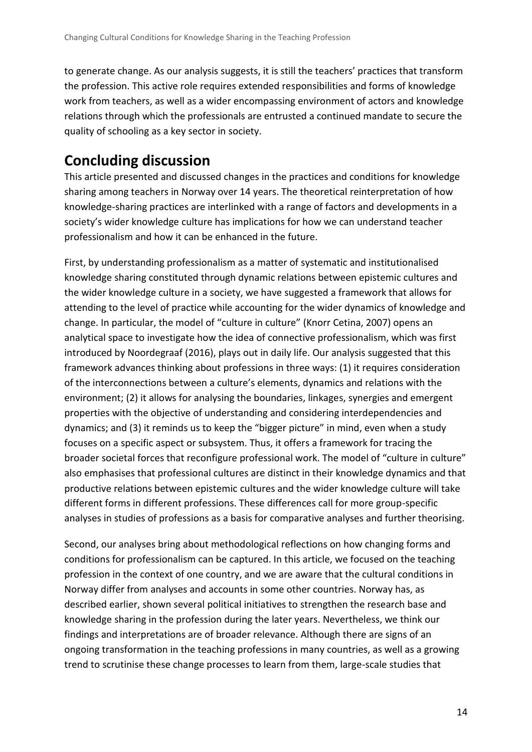to generate change. As our analysis suggests, it is still the teachers' practices that transform the profession. This active role requires extended responsibilities and forms of knowledge work from teachers, as well as a wider encompassing environment of actors and knowledge relations through which the professionals are entrusted a continued mandate to secure the quality of schooling as a key sector in society.

# Concluding discussion

This article presented and discussed changes in the practices and conditions for knowledge sharing among teachers in Norway over 14 years. The theoretical reinterpretation of how knowledge-sharing practices are interlinked with a range of factors and developments in a society's wider knowledge culture has implications for how we can understand teacher professionalism and how it can be enhanced in the future.

First, by understanding professionalism as a matter of systematic and institutionalised knowledge sharing constituted through dynamic relations between epistemic cultures and the wider knowledge culture in a society, we have suggested a framework that allows for attending to the level of practice while accounting for the wider dynamics of knowledge and change. In particular, the model of "culture in culture" (Knorr Cetina, 2007) opens an analytical space to investigate how the idea of connective professionalism, which was first introduced by Noordegraaf (2016), plays out in daily life. Our analysis suggested that this framework advances thinking about professions in three ways: (1) it requires consideration of the interconnections between a culture's elements, dynamics and relations with the environment; (2) it allows for analysing the boundaries, linkages, synergies and emergent properties with the objective of understanding and considering interdependencies and dynamics; and (3) it reminds us to keep the "bigger picture" in mind, even when a study focuses on a specific aspect or subsystem. Thus, it offers a framework for tracing the broader societal forces that reconfigure professional work. The model of "culture in culture" also emphasises that professional cultures are distinct in their knowledge dynamics and that productive relations between epistemic cultures and the wider knowledge culture will take different forms in different professions. These differences call for more group-specific analyses in studies of professions as a basis for comparative analyses and further theorising.

Second, our analyses bring about methodological reflections on how changing forms and conditions for professionalism can be captured. In this article, we focused on the teaching profession in the context of one country, and we are aware that the cultural conditions in Norway differ from analyses and accounts in some other countries. Norway has, as described earlier, shown several political initiatives to strengthen the research base and knowledge sharing in the profession during the later years. Nevertheless, we think our findings and interpretations are of broader relevance. Although there are signs of an ongoing transformation in the teaching professions in many countries, as well as a growing trend to scrutinise these change processes to learn from them, large-scale studies that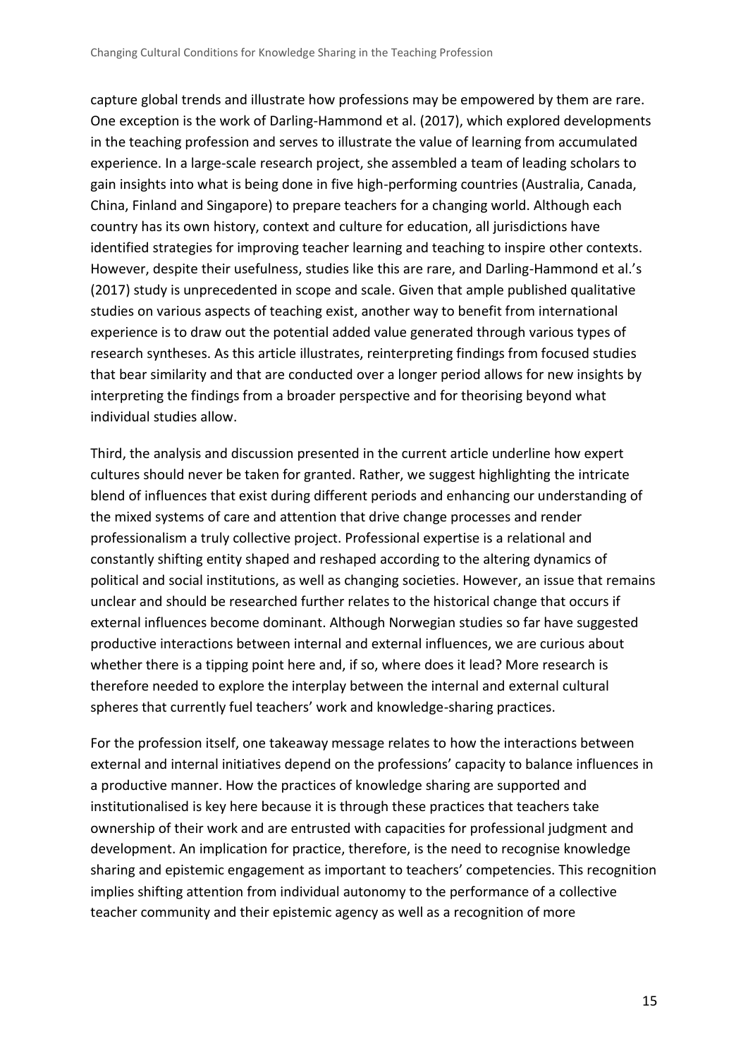capture global trends and illustrate how professions may be empowered by them are rare. One exception is the work of Darling-Hammond et al. (2017), which explored developments in the teaching profession and serves to illustrate the value of learning from accumulated experience. In a large-scale research project, she assembled a team of leading scholars to gain insights into what is being done in five high-performing countries (Australia, Canada, China, Finland and Singapore) to prepare teachers for a changing world. Although each country has its own history, context and culture for education, all jurisdictions have identified strategies for improving teacher learning and teaching to inspire other contexts. However, despite their usefulness, studies like this are rare, and Darling-Hammond et al.'s (2017) study is unprecedented in scope and scale. Given that ample published qualitative studies on various aspects of teaching exist, another way to benefit from international experience is to draw out the potential added value generated through various types of research syntheses. As this article illustrates, reinterpreting findings from focused studies that bear similarity and that are conducted over a longer period allows for new insights by interpreting the findings from a broader perspective and for theorising beyond what individual studies allow.

Third, the analysis and discussion presented in the current article underline how expert cultures should never be taken for granted. Rather, we suggest highlighting the intricate blend of influences that exist during different periods and enhancing our understanding of the mixed systems of care and attention that drive change processes and render professionalism a truly collective project. Professional expertise is a relational and constantly shifting entity shaped and reshaped according to the altering dynamics of political and social institutions, as well as changing societies. However, an issue that remains unclear and should be researched further relates to the historical change that occurs if external influences become dominant. Although Norwegian studies so far have suggested productive interactions between internal and external influences, we are curious about whether there is a tipping point here and, if so, where does it lead? More research is therefore needed to explore the interplay between the internal and external cultural spheres that currently fuel teachers' work and knowledge-sharing practices.

For the profession itself, one takeaway message relates to how the interactions between external and internal initiatives depend on the professions' capacity to balance influences in a productive manner. How the practices of knowledge sharing are supported and institutionalised is key here because it is through these practices that teachers take ownership of their work and are entrusted with capacities for professional judgment and development. An implication for practice, therefore, is the need to recognise knowledge sharing and epistemic engagement as important to teachers' competencies. This recognition implies shifting attention from individual autonomy to the performance of a collective teacher community and their epistemic agency as well as a recognition of more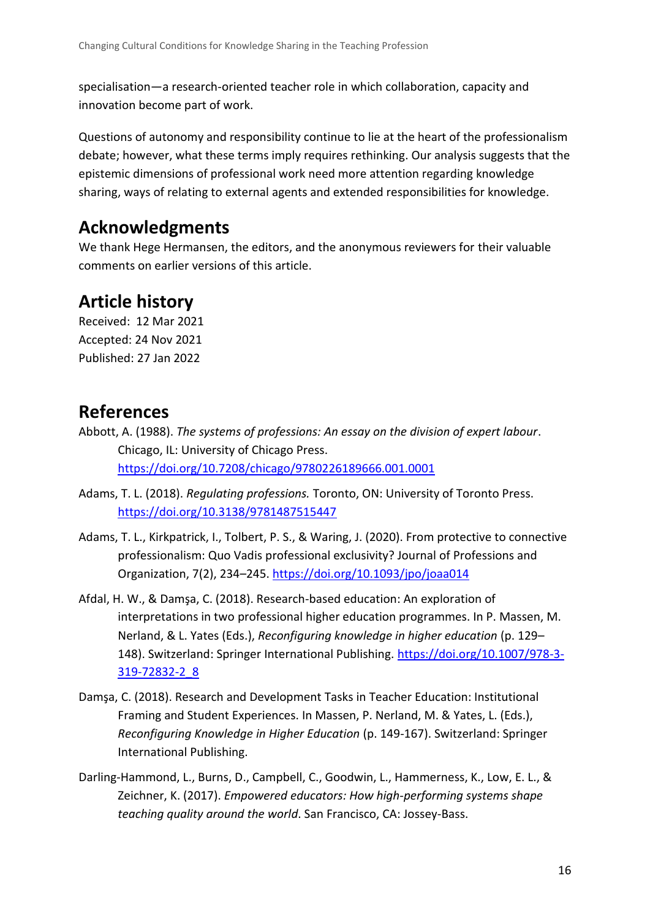specialisation—a research-oriented teacher role in which collaboration, capacity and innovation become part of work.

Questions of autonomy and responsibility continue to lie at the heart of the professionalism debate; however, what these terms imply requires rethinking. Our analysis suggests that the epistemic dimensions of professional work need more attention regarding knowledge sharing, ways of relating to external agents and extended responsibilities for knowledge.

## Acknowledgments

We thank Hege Hermansen, the editors, and the anonymous reviewers for their valuable comments on earlier versions of this article.

## Article history

Received: 12 Mar 2021
Accepted: 24 Nov 2021
Published: 27 Jan 2022

## References

Abbott, A. (1988). *The systems of professions: An essay on the division of expert labour*. Chicago, IL: University of Chicago Press. https://doi.org/10.7208/chicago/9780226189666.001.0001

Adams, T. L. (2018). *Regulating professions.* Toronto, ON: University of Toronto Press. https://doi.org/10.3138/9781487515447

Adams, T. L., Kirkpatrick, I., Tolbert, P. S., & Waring, J. (2020). From protective to connective professionalism: Quo Vadis professional exclusivity? Journal of Professions and Organization, 7(2), 234–245. https://doi.org/10.1093/jpo/joaa014

Afdal, H. W., & Damşa, C. (2018). Research-based education: An exploration of interpretations in two professional higher education programmes. In P. Massen, M. Nerland, & L. Yates (Eds.), *Reconfiguring knowledge in higher education* (p. 129–148). Switzerland: Springer International Publishing. https://doi.org/10.1007/978-3-319-72832-2_8

Damşa, C. (2018). Research and Development Tasks in Teacher Education: Institutional Framing and Student Experiences. In Massen, P. Nerland, M. & Yates, L. (Eds.), *Reconfiguring Knowledge in Higher Education* (p. 149-167). Switzerland: Springer International Publishing.

Darling-Hammond, L., Burns, D., Campbell, C., Goodwin, L., Hammerness, K., Low, E. L., & Zeichner, K. (2017). *Empowered educators: How high-performing systems shape teaching quality around the world*. San Francisco, CA: Jossey-Bass.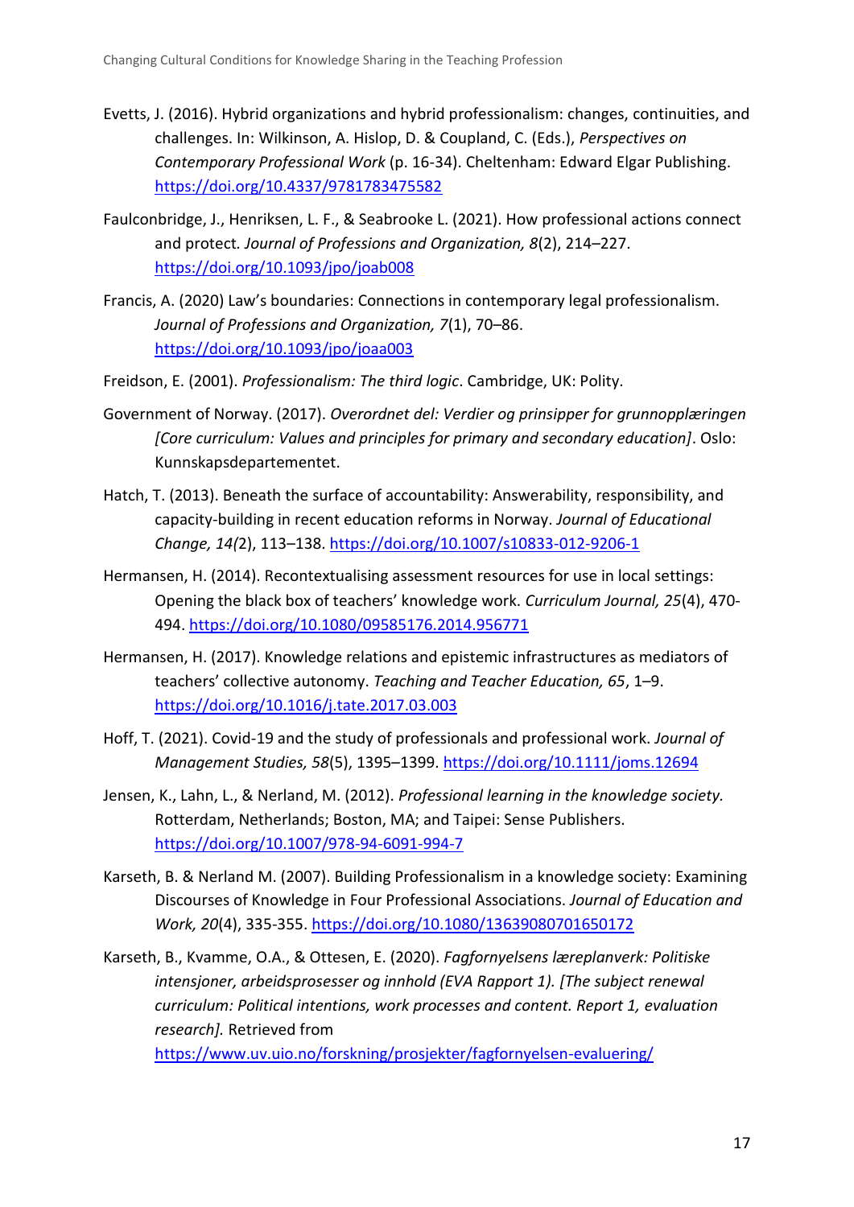Evetts, J. (2016). Hybrid organizations and hybrid professionalism: changes, continuities, and challenges. In: Wilkinson, A. Hislop, D. & Coupland, C. (Eds.), *Perspectives on Contemporary Professional Work* (p. 16-34). Cheltenham: Edward Elgar Publishing. https://doi.org/10.4337/9781783475582

Faulconbridge, J., Henriksen, L. F., & Seabrooke L. (2021). How professional actions connect and protect. *Journal of Professions and Organization, 8*(2), 214–227. https://doi.org/10.1093/jpo/joab008

Francis, A. (2020) Law's boundaries: Connections in contemporary legal professionalism. *Journal of Professions and Organization, 7*(1), 70–86. https://doi.org/10.1093/jpo/joaa003

Freidson, E. (2001). *Professionalism: The third logic*. Cambridge, UK: Polity.

Government of Norway. (2017). *Overordnet del: Verdier og prinsipper for grunnopplæringen [Core curriculum: Values and principles for primary and secondary education]*. Oslo: Kunnskapsdepartementet.

Hatch, T. (2013). Beneath the surface of accountability: Answerability, responsibility, and capacity-building in recent education reforms in Norway. *Journal of Educational Change, 14(*2), 113–138. https://doi.org/10.1007/s10833-012-9206-1

Hermansen, H. (2014). Recontextualising assessment resources for use in local settings: Opening the black box of teachers' knowledge work. *Curriculum Journal, 25*(4), 470-494. https://doi.org/10.1080/09585176.2014.956771

Hermansen, H. (2017). Knowledge relations and epistemic infrastructures as mediators of teachers' collective autonomy. *Teaching and Teacher Education, 65*, 1–9. https://doi.org/10.1016/j.tate.2017.03.003

Hoff, T. (2021). Covid-19 and the study of professionals and professional work. *Journal of Management Studies, 58*(5), 1395–1399. https://doi.org/10.1111/joms.12694

Jensen, K., Lahn, L., & Nerland, M. (2012). *Professional learning in the knowledge society.* Rotterdam, Netherlands; Boston, MA; and Taipei: Sense Publishers. https://doi.org/10.1007/978-94-6091-994-7

Karseth, B. & Nerland M. (2007). Building Professionalism in a knowledge society: Examining Discourses of Knowledge in Four Professional Associations. *Journal of Education and Work, 20*(4), 335-355. https://doi.org/10.1080/13639080701650172

Karseth, B., Kvamme, O.A., & Ottesen, E. (2020). *Fagfornyelsens læreplanverk: Politiske intensjoner, arbeidsprosesser og innhold (EVA Rapport 1). [The subject renewal curriculum: Political intentions, work processes and content. Report 1, evaluation research].* Retrieved from https://www.uv.uio.no/forskning/prosjekter/fagfornyelsen-evaluering/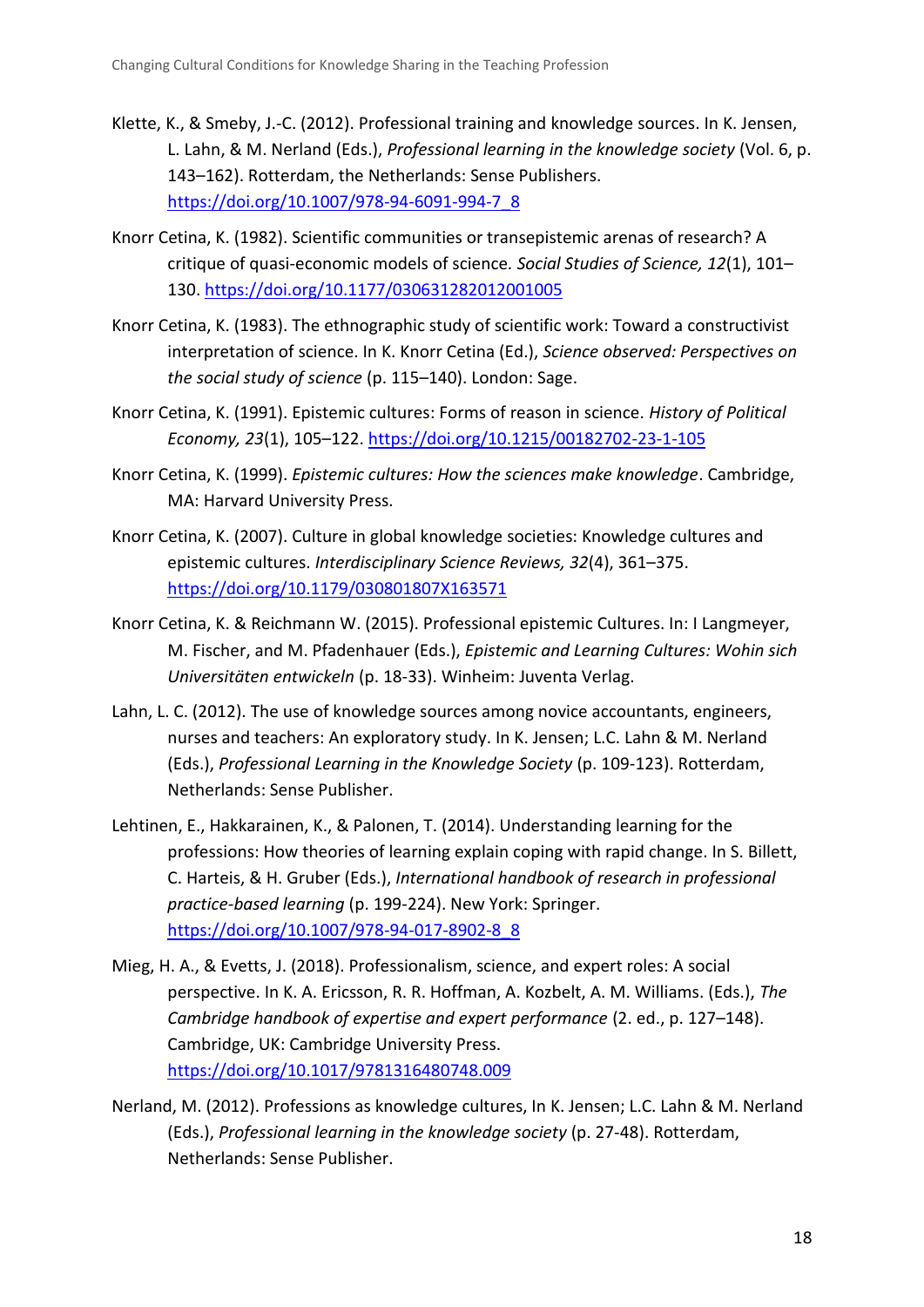Klette, K., & Smeby, J.-C. (2012). Professional training and knowledge sources. In K. Jensen, L. Lahn, & M. Nerland (Eds.), *Professional learning in the knowledge society* (Vol. 6, p. 143–162). Rotterdam, the Netherlands: Sense Publishers. https://doi.org/10.1007/978-94-6091-994-7_8

Knorr Cetina, K. (1982). Scientific communities or transepistemic arenas of research? A critique of quasi-economic models of science. *Social Studies of Science, 12*(1), 101–130. https://doi.org/10.1177/030631282012001005

Knorr Cetina, K. (1983). The ethnographic study of scientific work: Toward a constructivist interpretation of science. In K. Knorr Cetina (Ed.), *Science observed: Perspectives on the social study of science* (p. 115–140). London: Sage.

Knorr Cetina, K. (1991). Epistemic cultures: Forms of reason in science. *History of Political Economy, 23*(1), 105–122. https://doi.org/10.1215/00182702-23-1-105

Knorr Cetina, K. (1999). *Epistemic cultures: How the sciences make knowledge*. Cambridge, MA: Harvard University Press.

Knorr Cetina, K. (2007). Culture in global knowledge societies: Knowledge cultures and epistemic cultures. *Interdisciplinary Science Reviews, 32*(4), 361–375. https://doi.org/10.1179/030801807X163571

Knorr Cetina, K. & Reichmann W. (2015). Professional epistemic Cultures. In: I Langmeyer, M. Fischer, and M. Pfadenhauer (Eds.), *Epistemic and Learning Cultures: Wohin sich Universitäten entwickeln* (p. 18-33). Winheim: Juventa Verlag.

Lahn, L. C. (2012). The use of knowledge sources among novice accountants, engineers, nurses and teachers: An exploratory study. In K. Jensen; L.C. Lahn & M. Nerland (Eds.), *Professional Learning in the Knowledge Society* (p. 109-123). Rotterdam, Netherlands: Sense Publisher.

Lehtinen, E., Hakkarainen, K., & Palonen, T. (2014). Understanding learning for the professions: How theories of learning explain coping with rapid change. In S. Billett, C. Harteis, & H. Gruber (Eds.), *International handbook of research in professional practice-based learning* (p. 199-224). New York: Springer. https://doi.org/10.1007/978-94-017-8902-8_8

Mieg, H. A., & Evetts, J. (2018). Professionalism, science, and expert roles: A social perspective. In K. A. Ericsson, R. R. Hoffman, A. Kozbelt, A. M. Williams. (Eds.), *The Cambridge handbook of expertise and expert performance* (2. ed., p. 127–148). Cambridge, UK: Cambridge University Press. https://doi.org/10.1017/9781316480748.009

Nerland, M. (2012). Professions as knowledge cultures, In K. Jensen; L.C. Lahn & M. Nerland (Eds.), *Professional learning in the knowledge society* (p. 27-48). Rotterdam, Netherlands: Sense Publisher.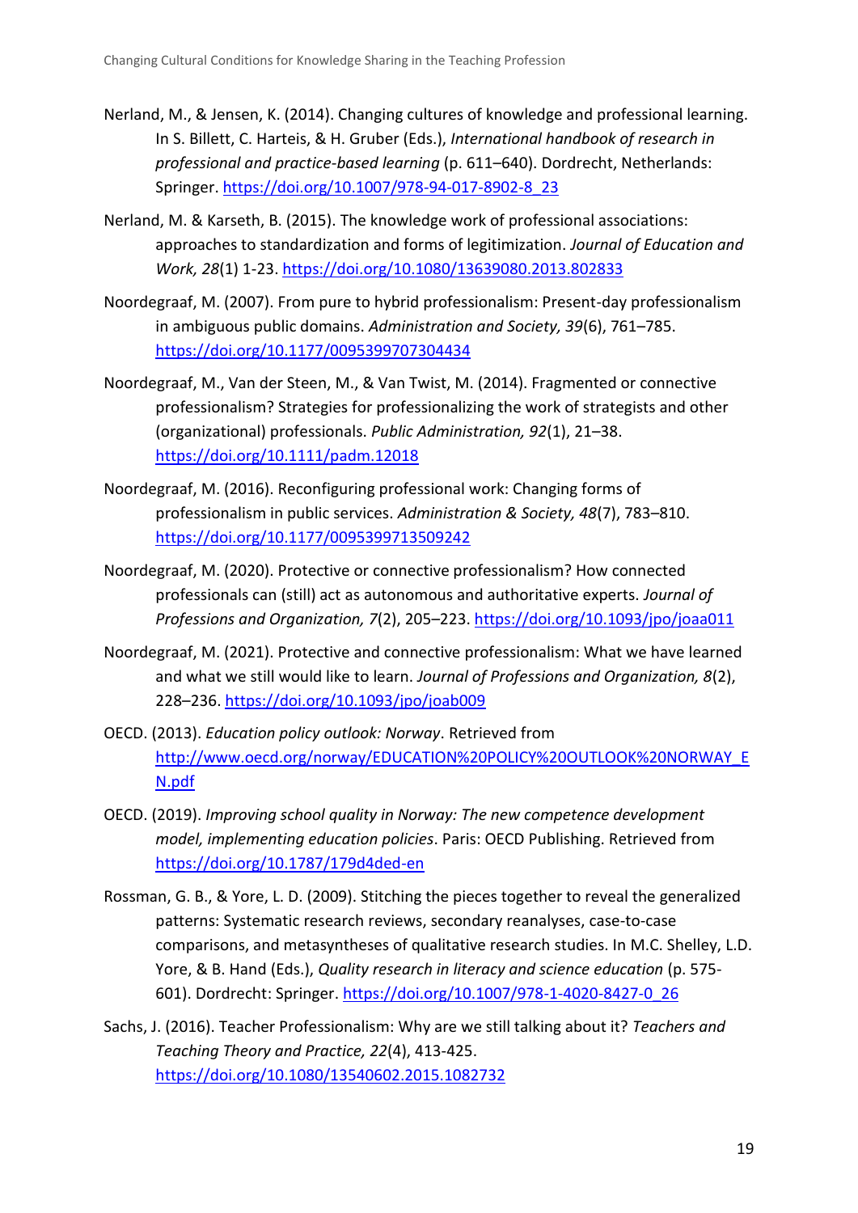Nerland, M., & Jensen, K. (2014). Changing cultures of knowledge and professional learning. In S. Billett, C. Harteis, & H. Gruber (Eds.), *International handbook of research in professional and practice-based learning* (p. 611–640). Dordrecht, Netherlands: Springer. https://doi.org/10.1007/978-94-017-8902-8_23

Nerland, M. & Karseth, B. (2015). The knowledge work of professional associations: approaches to standardization and forms of legitimization. *Journal of Education and Work, 28*(1) 1-23. https://doi.org/10.1080/13639080.2013.802833

Noordegraaf, M. (2007). From pure to hybrid professionalism: Present-day professionalism in ambiguous public domains. *Administration and Society, 39*(6), 761–785. https://doi.org/10.1177/0095399707304434

Noordegraaf, M., Van der Steen, M., & Van Twist, M. (2014). Fragmented or connective professionalism? Strategies for professionalizing the work of strategists and other (organizational) professionals. *Public Administration, 92*(1), 21–38. https://doi.org/10.1111/padm.12018

Noordegraaf, M. (2016). Reconfiguring professional work: Changing forms of professionalism in public services. *Administration & Society, 48*(7), 783–810. https://doi.org/10.1177/0095399713509242

Noordegraaf, M. (2020). Protective or connective professionalism? How connected professionals can (still) act as autonomous and authoritative experts. *Journal of Professions and Organization, 7*(2), 205–223. https://doi.org/10.1093/jpo/joaa011

Noordegraaf, M. (2021). Protective and connective professionalism: What we have learned and what we still would like to learn. *Journal of Professions and Organization, 8*(2), 228–236. https://doi.org/10.1093/jpo/joab009

OECD. (2013). *Education policy outlook: Norway*. Retrieved from http://www.oecd.org/norway/EDUCATION%20POLICY%20OUTLOOK%20NORWAY_EN.pdf

OECD. (2019). *Improving school quality in Norway: The new competence development model, implementing education policies*. Paris: OECD Publishing. Retrieved from https://doi.org/10.1787/179d4ded-en

Rossman, G. B., & Yore, L. D. (2009). Stitching the pieces together to reveal the generalized patterns: Systematic research reviews, secondary reanalyses, case-to-case comparisons, and metasyntheses of qualitative research studies. In M.C. Shelley, L.D. Yore, & B. Hand (Eds.), *Quality research in literacy and science education* (p. 575-601). Dordrecht: Springer. https://doi.org/10.1007/978-1-4020-8427-0_26

Sachs, J. (2016). Teacher Professionalism: Why are we still talking about it? *Teachers and Teaching Theory and Practice, 22*(4), 413-425. https://doi.org/10.1080/13540602.2015.1082732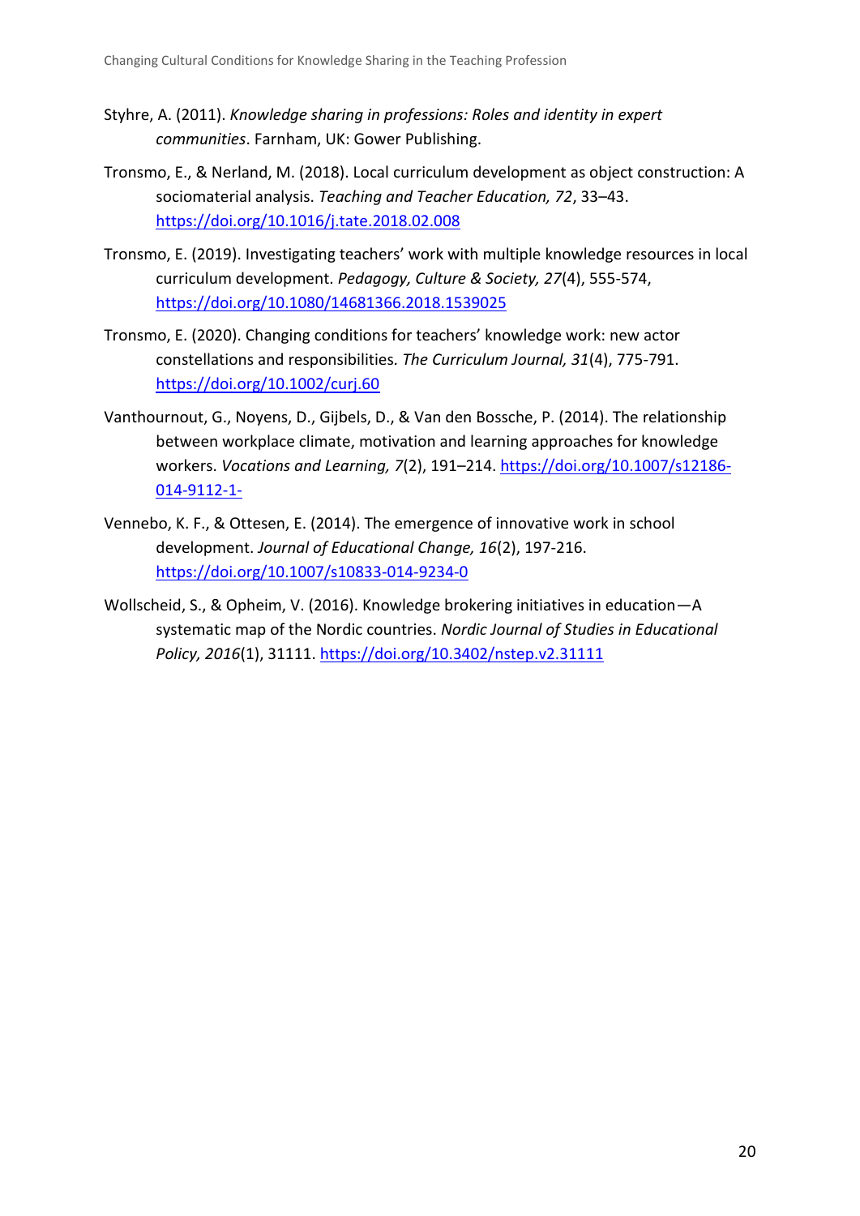Styhre, A. (2011). *Knowledge sharing in professions: Roles and identity in expert communities*. Farnham, UK: Gower Publishing.

Tronsmo, E., & Nerland, M. (2018). Local curriculum development as object construction: A sociomaterial analysis. *Teaching and Teacher Education, 72*, 33–43. https://doi.org/10.1016/j.tate.2018.02.008

Tronsmo, E. (2019). Investigating teachers' work with multiple knowledge resources in local curriculum development. *Pedagogy, Culture & Society, 27*(4), 555-574, https://doi.org/10.1080/14681366.2018.1539025

Tronsmo, E. (2020). Changing conditions for teachers' knowledge work: new actor constellations and responsibilities. *The Curriculum Journal, 31*(4), 775-791. https://doi.org/10.1002/curj.60

Vanthournout, G., Noyens, D., Gijbels, D., & Van den Bossche, P. (2014). The relationship between workplace climate, motivation and learning approaches for knowledge workers. *Vocations and Learning, 7*(2), 191–214. https://doi.org/10.1007/s12186-014-9112-1-

Vennebo, K. F., & Ottesen, E. (2014). The emergence of innovative work in school development. *Journal of Educational Change, 16*(2), 197-216. https://doi.org/10.1007/s10833-014-9234-0

Wollscheid, S., & Opheim, V. (2016). Knowledge brokering initiatives in education—A systematic map of the Nordic countries. *Nordic Journal of Studies in Educational Policy, 2016*(1), 31111. https://doi.org/10.3402/nstep.v2.31111